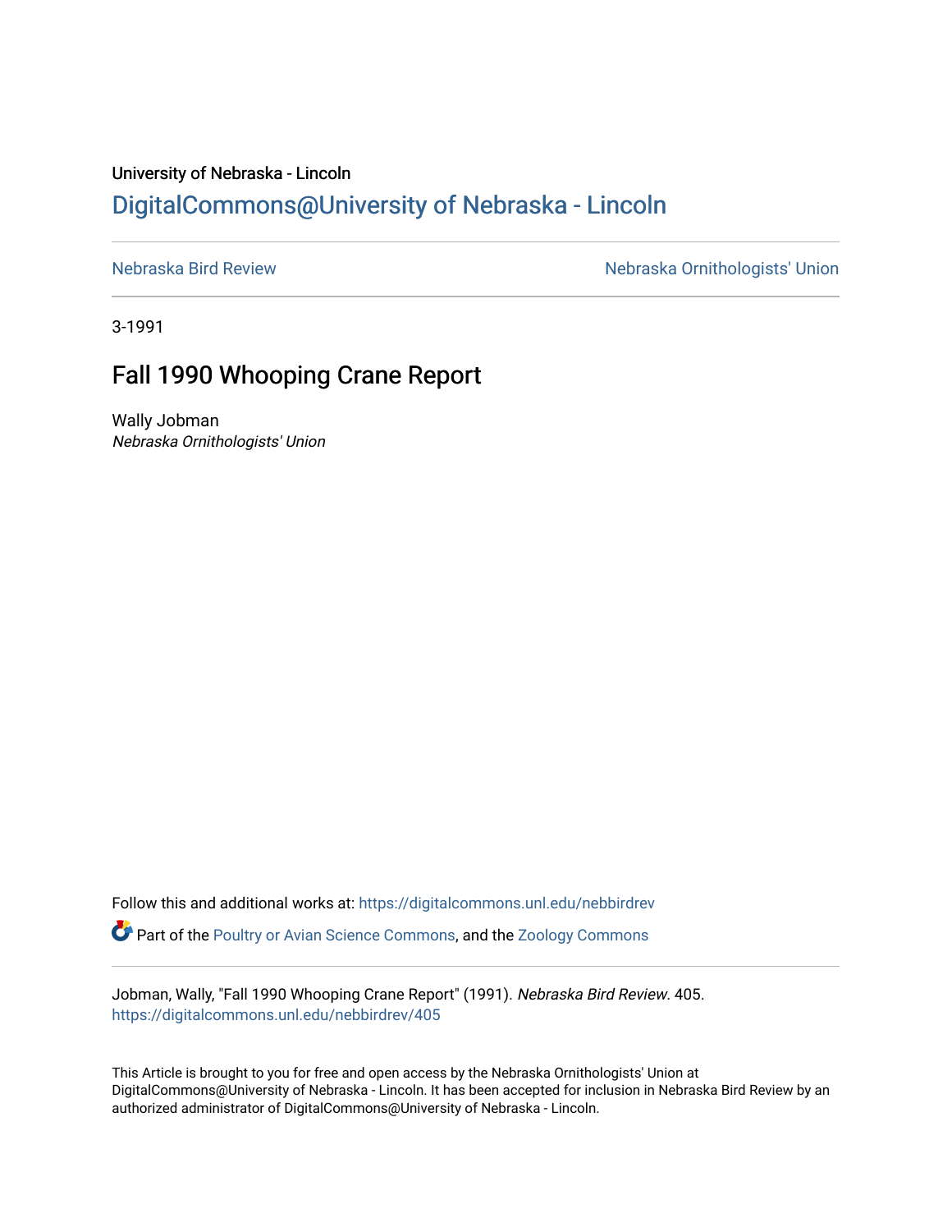University of Nebraska - Lincoln

## DigitalCommons@University of Nebraska - Lincoln

Nebraska Bird Review | Nebraska Ornithologists' Union

3-1991

# Fall 1990 Whooping Crane Report

Wally Jobman

*Nebraska Ornithologists' Union*

Follow this and additional works at: https://digitalcommons.unl.edu/nebbirdrev

Part of the Poultry or Avian Science Commons, and the Zoology Commons

Jobman, Wally, "Fall 1990 Whooping Crane Report" (1991). *Nebraska Bird Review*. 405.
https://digitalcommons.unl.edu/nebbirdrev/405

This Article is brought to you for free and open access by the Nebraska Ornithologists' Union at DigitalCommons@University of Nebraska - Lincoln. It has been accepted for inclusion in Nebraska Bird Review by an authorized administrator of DigitalCommons@University of Nebraska - Lincoln.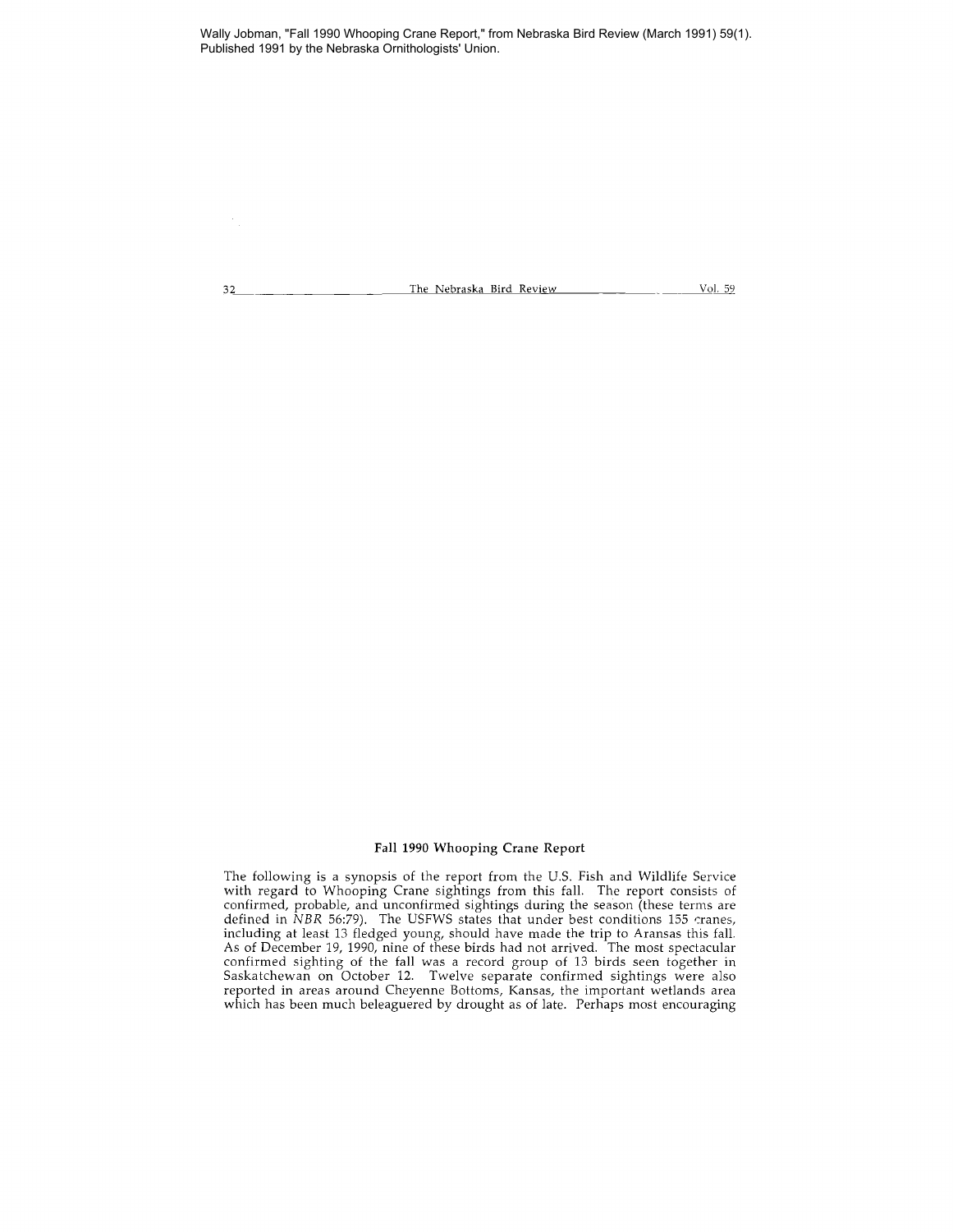Wally Jobman, "Fall 1990 Whooping Crane Report," from Nebraska Bird Review (March 1991) 59(1). Published 1991 by the Nebraska Ornithologists' Union.

## Fall 1990 Whooping Crane Report

The following is a synopsis of the report from the U.S. Fish and Wildlife Service with regard to Whooping Crane sightings from this fall. The report consists of confirmed, probable, and unconfirmed sightings during the season (these terms are defined in *NBR* 56:79). The USFWS states that under best conditions 155 cranes, including at least 13 fledged young, should have made the trip to Aransas this fall. As of December 19, 1990, nine of these birds had not arrived. The most spectacular confirmed sighting of the fall was a record group of 13 birds seen together in Saskatchewan on October 12. Twelve separate confirmed sightings were also reported in areas around Cheyenne Bottoms, Kansas, the important wetlands area which has been much beleaguered by drought as of late. Perhaps most encouraging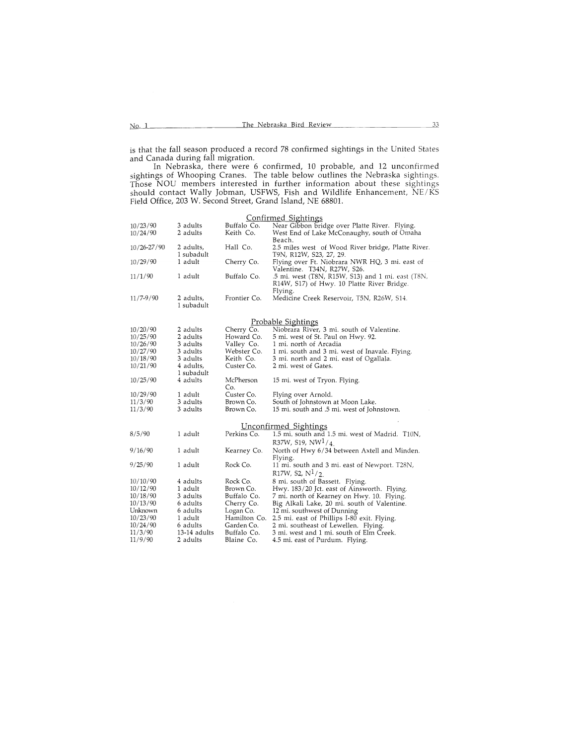is that the fall season produced a record 78 confirmed sightings in the United States and Canada during fall migration.

In Nebraska, there were 6 confirmed, 10 probable, and 12 unconfirmed sightings of Whooping Cranes. The table below outlines the Nebraska sightings. Those NOU members interested in further information about these sightings should contact Wally Jobman, USFWS, Fish and Wildlife Enhancement, NE/KS Field Office, 203 W. Second Street, Grand Island, NE 68801.

| | | | |
|---|---|---|---|
| | | **Confirmed Sightings** | |
| 10/23/90 | 3 adults | Buffalo Co. | Near Gibbon bridge over Platte River. Flying. |
| 10/24/90 | 2 adults | Keith Co. | West End of Lake McConaughy, south of Omaha Beach. |
| 10/26-27/90 | 2 adults, 1 subadult | Hall Co. | 2.5 miles west of Wood River bridge, Platte River. T9N, R12W, S23, 27, 29. |
| 10/29/90 | 1 adult | Cherry Co. | Flying over Ft. Niobrara NWR HQ, 3 mi. east of Valentine. T34N, R27W, S26. |
| 11/1/90 | 1 adult | Buffalo Co. | .5 mi. west (T8N, R15W, S13) and 1 mi. east (T8N, R14W, S17) of Hwy. 10 Platte River Bridge. Flying. |
| 11/7-9/90 | 2 adults, 1 subadult | Frontier Co. | Medicine Creek Reservoir, T5N, R26W, S14. |
| | | **Probable Sightings** | |
| 10/20/90 | 2 adults | Cherry Co. | Niobrara River, 3 mi. south of Valentine. |
| 10/25/90 | 2 adults | Howard Co. | 5 mi. west of St. Paul on Hwy. 92. |
| 10/26/90 | 3 adults | Valley Co. | 1 mi. north of Arcadia |
| 10/27/90 | 3 adults | Webster Co. | 1 mi. south and 3 mi. west of Inavale. Flying. |
| 10/18/90 | 3 adults | Keith Co. | 3 mi. north and 2 mi. east of Ogallala. |
| 10/21/90 | 4 adults, 1 subadult | Custer Co. | 2 mi. west of Gates. |
| 10/25/90 | 4 adults | McPherson Co. | 15 mi. west of Tryon. Flying. |
| 10/29/90 | 1 adult | Custer Co. | Flying over Arnold. |
| 11/3/90 | 3 adults | Brown Co. | South of Johnstown at Moon Lake. |
| 11/3/90 | 3 adults | Brown Co. | 15 mi. south and .5 mi. west of Johnstown. |
| | | **Unconfirmed Sightings** | |
| 8/5/90 | 1 adult | Perkins Co. | 1.5 mi. south and 1.5 mi. west of Madrid. T10N, R37W, S19, NW1/4. |
| 9/16/90 | 1 adult | Kearney Co. | North of Hwy 6/34 between Axtell and Minden. Flying. |
| 9/25/90 | 1 adult | Rock Co. | 11 mi. south and 3 mi. east of Newport. T28N, R17W, S2, N1/2. |
| 10/10/90 | 4 adults | Rock Co. | 8 mi. south of Bassett. Flying. |
| 10/12/90 | 1 adult | Brown Co. | Hwy. 183/20 Jct. east of Ainsworth. Flying. |
| 10/18/90 | 3 adults | Buffalo Co. | 7 mi. north of Kearney on Hwy. 10. Flying. |
| 10/13/90 | 6 adults | Cherry Co. | Big Alkali Lake, 20 mi. south of Valentine. |
| Unknown | 6 adults | Logan Co. | 12 mi. southwest of Dunning |
| 10/23/90 | 1 adult | Hamilton Co. | 2.5 mi. east of Phillips I-80 exit. Flying. |
| 10/24/90 | 6 adults | Garden Co. | 2 mi. southeast of Lewellen. Flying. |
| 11/3/90 | 13-14 adults | Buffalo Co. | 3 mi. west and 1 mi. south of Elm Creek. |
| 11/9/90 | 2 adults | Blaine Co. | 4.5 mi. east of Purdum. Flying. |